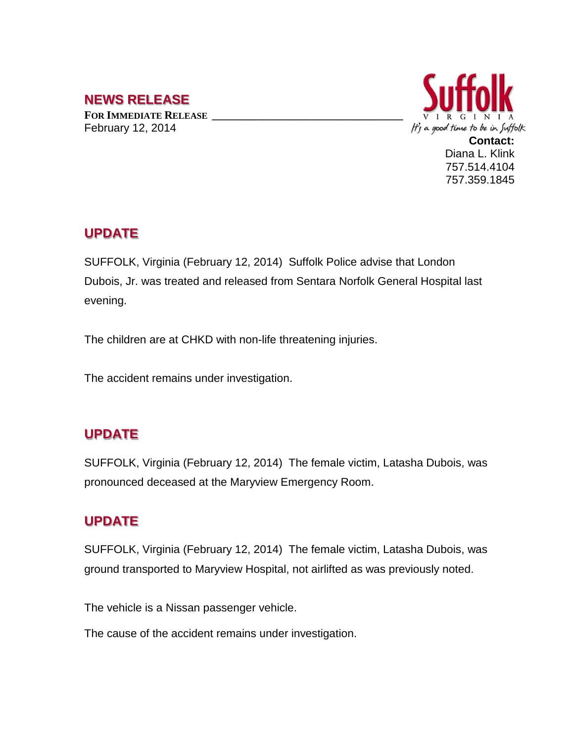## NEWS RELEASE

**FOR IMMEDIATE RELEASE**
February 12, 2014

Suffolk
VIRGINIA
It's a good time to be in Suffolk

**Contact:**
Diana L. Klink
757.514.4104
757.359.1845

## UPDATE

SUFFOLK, Virginia (February 12, 2014) Suffolk Police advise that London Dubois, Jr. was treated and released from Sentara Norfolk General Hospital last evening.

The children are at CHKD with non-life threatening injuries.

The accident remains under investigation.

## UPDATE

SUFFOLK, Virginia (February 12, 2014) The female victim, Latasha Dubois, was pronounced deceased at the Maryview Emergency Room.

## UPDATE

SUFFOLK, Virginia (February 12, 2014) The female victim, Latasha Dubois, was ground transported to Maryview Hospital, not airlifted as was previously noted.

The vehicle is a Nissan passenger vehicle.

The cause of the accident remains under investigation.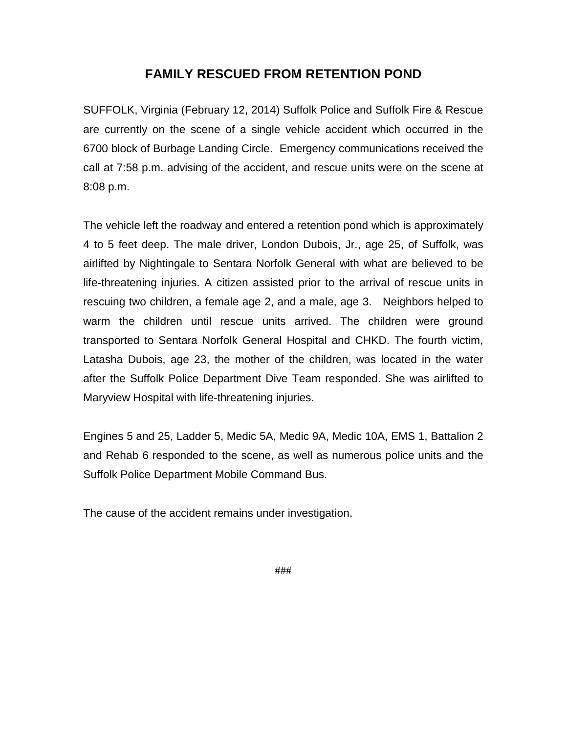# FAMILY RESCUED FROM RETENTION POND

SUFFOLK, Virginia (February 12, 2014) Suffolk Police and Suffolk Fire & Rescue are currently on the scene of a single vehicle accident which occurred in the 6700 block of Burbage Landing Circle. Emergency communications received the call at 7:58 p.m. advising of the accident, and rescue units were on the scene at 8:08 p.m.

The vehicle left the roadway and entered a retention pond which is approximately 4 to 5 feet deep. The male driver, London Dubois, Jr., age 25, of Suffolk, was airlifted by Nightingale to Sentara Norfolk General with what are believed to be life-threatening injuries. A citizen assisted prior to the arrival of rescue units in rescuing two children, a female age 2, and a male, age 3. Neighbors helped to warm the children until rescue units arrived. The children were ground transported to Sentara Norfolk General Hospital and CHKD. The fourth victim, Latasha Dubois, age 23, the mother of the children, was located in the water after the Suffolk Police Department Dive Team responded. She was airlifted to Maryview Hospital with life-threatening injuries.

Engines 5 and 25, Ladder 5, Medic 5A, Medic 9A, Medic 10A, EMS 1, Battalion 2 and Rehab 6 responded to the scene, as well as numerous police units and the Suffolk Police Department Mobile Command Bus.

The cause of the accident remains under investigation.

###